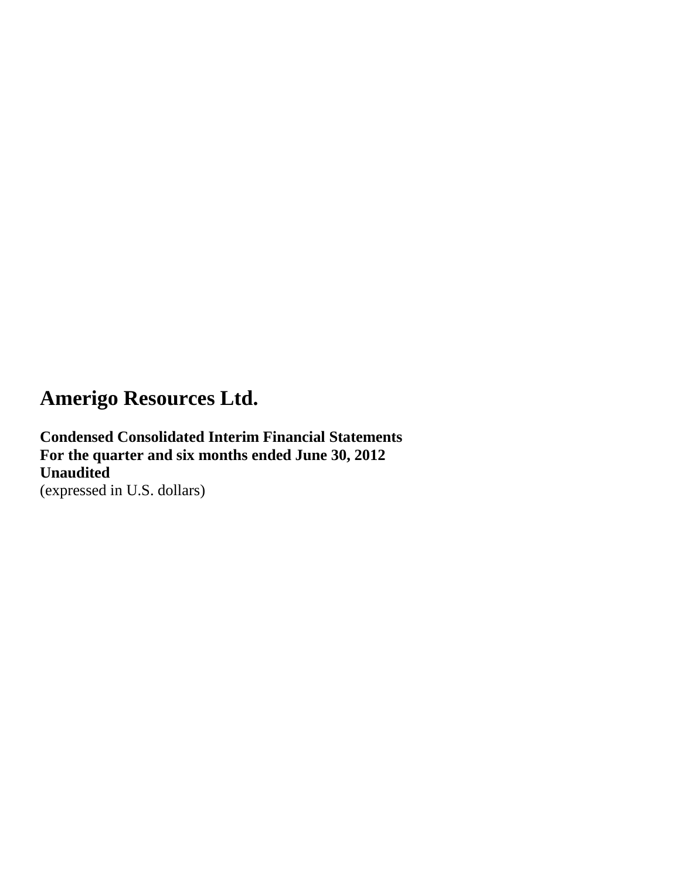# Amerigo Resources Ltd.

**Condensed Consolidated Interim Financial Statements**
**For the quarter and six months ended June 30, 2012**
**Unaudited**
(expressed in U.S. dollars)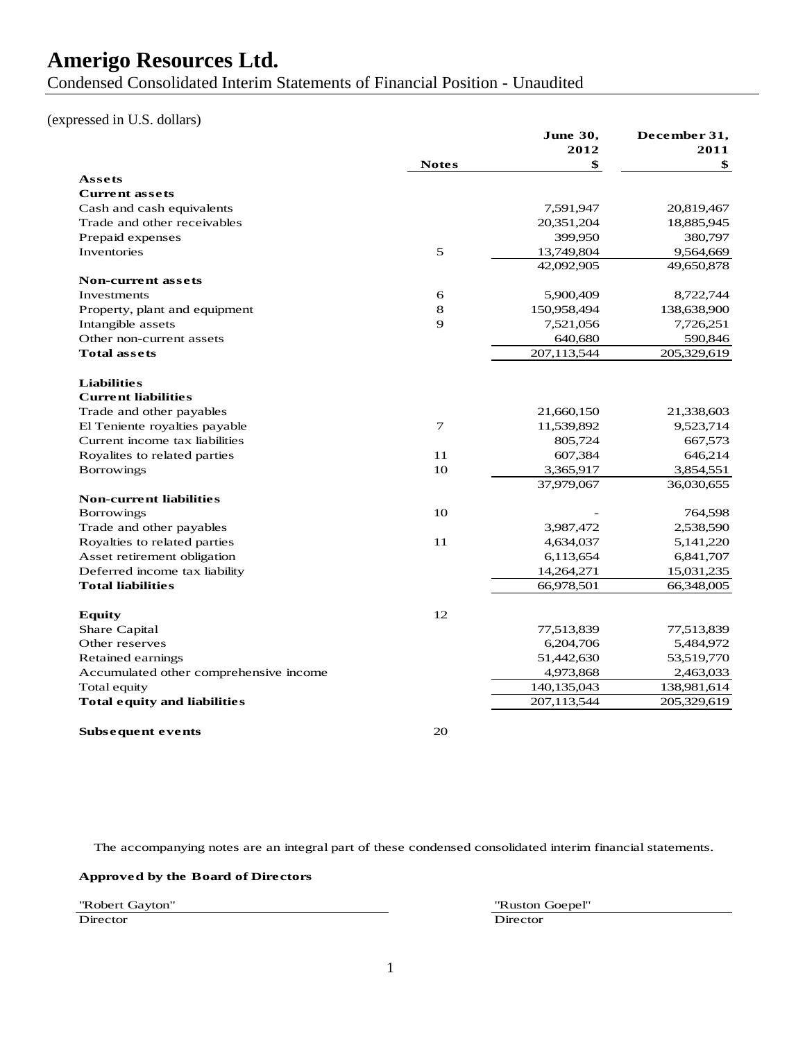# Amerigo Resources Ltd.

Condensed Consolidated Interim Statements of Financial Position - Unaudited

(expressed in U.S. dollars)

| | Notes | June 30, 2012 $ | December 31, 2011 $ |
|---|---|---|---|
| **Assets** | | | |
| **Current assets** | | | |
| Cash and cash equivalents | | 7,591,947 | 20,819,467 |
| Trade and other receivables | | 20,351,204 | 18,885,945 |
| Prepaid expenses | | 399,950 | 380,797 |
| Inventories | 5 | 13,749,804 | 9,564,669 |
| | | 42,092,905 | 49,650,878 |
| **Non-current assets** | | | |
| Investments | 6 | 5,900,409 | 8,722,744 |
| Property, plant and equipment | 8 | 150,958,494 | 138,638,900 |
| Intangible assets | 9 | 7,521,056 | 7,726,251 |
| Other non-current assets | | 640,680 | 590,846 |
| **Total assets** | | 207,113,544 | 205,329,619 |
| | | | |
| **Liabilities** | | | |
| **Current liabilities** | | | |
| Trade and other payables | | 21,660,150 | 21,338,603 |
| El Teniente royalties payable | 7 | 11,539,892 | 9,523,714 |
| Current income tax liabilities | | 805,724 | 667,573 |
| Royalites to related parties | 11 | 607,384 | 646,214 |
| Borrowings | 10 | 3,365,917 | 3,854,551 |
| | | 37,979,067 | 36,030,655 |
| **Non-current liabilities** | | | |
| Borrowings | 10 | - | 764,598 |
| Trade and other payables | | 3,987,472 | 2,538,590 |
| Royalties to related parties | 11 | 4,634,037 | 5,141,220 |
| Asset retirement obligation | | 6,113,654 | 6,841,707 |
| Deferred income tax liability | | 14,264,271 | 15,031,235 |
| **Total liabilities** | | 66,978,501 | 66,348,005 |
| | | | |
| **Equity** | 12 | | |
| Share Capital | | 77,513,839 | 77,513,839 |
| Other reserves | | 6,204,706 | 5,484,972 |
| Retained earnings | | 51,442,630 | 53,519,770 |
| Accumulated other comprehensive income | | 4,973,868 | 2,463,033 |
| Total equity | | 140,135,043 | 138,981,614 |
| **Total equity and liabilities** | | 207,113,544 | 205,329,619 |
| | | | |
| **Subsequent events** | 20 | | |

The accompanying notes are an integral part of these condensed consolidated interim financial statements.

**Approved by the Board of Directors**

"Robert Gayton"
Director

"Ruston Goepel"
Director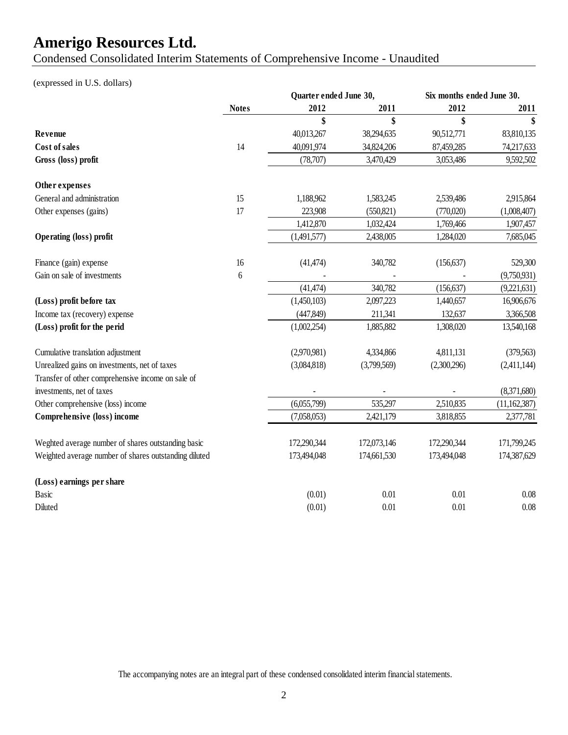# Amerigo Resources Ltd.

Condensed Consolidated Interim Statements of Comprehensive Income - Unaudited

(expressed in U.S. dollars)

| | Notes | Quarter ended June 30, 2012 | Quarter ended June 30, 2011 | Six months ended June 30. 2012 | Six months ended June 30. 2011 |
|---|---|---|---|---|---|
| | | $ | $ | $ | $ |
| **Revenue** | | 40,013,267 | 38,294,635 | 90,512,771 | 83,810,135 |
| **Cost of sales** | 14 | 40,091,974 | 34,824,206 | 87,459,285 | 74,217,633 |
| **Gross (loss) profit** | | (78,707) | 3,470,429 | 3,053,486 | 9,592,502 |
| **Other expenses** | | | | | |
| General and administration | 15 | 1,188,962 | 1,583,245 | 2,539,486 | 2,915,864 |
| Other expenses (gains) | 17 | 223,908 | (550,821) | (770,020) | (1,008,407) |
| | | 1,412,870 | 1,032,424 | 1,769,466 | 1,907,457 |
| **Operating (loss) profit** | | (1,491,577) | 2,438,005 | 1,284,020 | 7,685,045 |
| Finance (gain) expense | 16 | (41,474) | 340,782 | (156,637) | 529,300 |
| Gain on sale of investments | 6 | - | - | - | (9,750,931) |
| | | (41,474) | 340,782 | (156,637) | (9,221,631) |
| **(Loss) profit before tax** | | (1,450,103) | 2,097,223 | 1,440,657 | 16,906,676 |
| Income tax (recovery) expense | | (447,849) | 211,341 | 132,637 | 3,366,508 |
| **(Loss) profit for the perid** | | (1,002,254) | 1,885,882 | 1,308,020 | 13,540,168 |
| Cumulative translation adjustment | | (2,970,981) | 4,334,866 | 4,811,131 | (379,563) |
| Unrealized gains on investments, net of taxes | | (3,084,818) | (3,799,569) | (2,300,296) | (2,411,144) |
| Transfer of other comprehensive income on sale of investments, net of taxes | | - | - | - | (8,371,680) |
| Other comprehensive (loss) income | | (6,055,799) | 535,297 | 2,510,835 | (11,162,387) |
| **Comprehensive (loss) income** | | (7,058,053) | 2,421,179 | 3,818,855 | 2,377,781 |
| Weghted average number of shares outstanding basic | | 172,290,344 | 172,073,146 | 172,290,344 | 171,799,245 |
| Weighted average number of shares outstanding diluted | | 173,494,048 | 174,661,530 | 173,494,048 | 174,387,629 |
| **(Loss) earnings per share** | | | | | |
| Basic | | (0.01) | 0.01 | 0.01 | 0.08 |
| Diluted | | (0.01) | 0.01 | 0.01 | 0.08 |

The accompanying notes are an integral part of these condensed consolidated interim financial statements.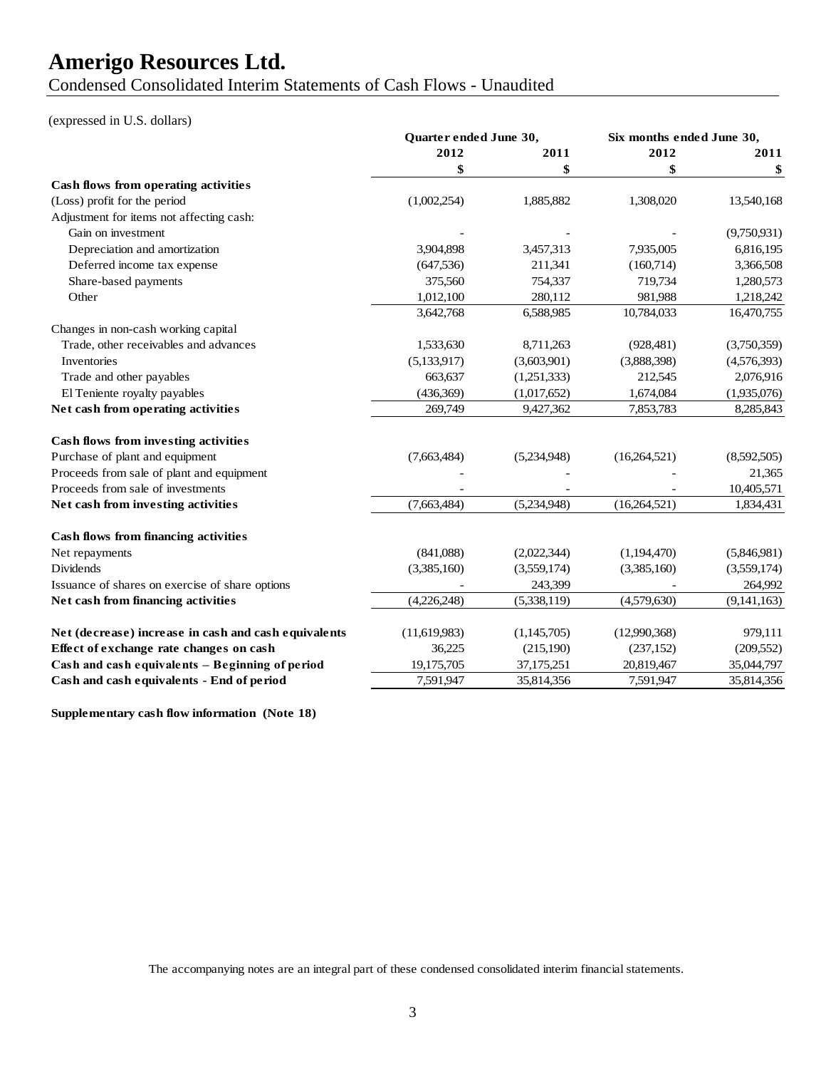# Amerigo Resources Ltd.

Condensed Consolidated Interim Statements of Cash Flows - Unaudited

(expressed in U.S. dollars)

| | Quarter ended June 30, | | Six months ended June 30, | |
|---|---|---|---|---|
| | 2012 | 2011 | 2012 | 2011 |
| | $ | $ | $ | $ |
| **Cash flows from operating activities** | | | | |
| (Loss) profit for the period | (1,002,254) | 1,885,882 | 1,308,020 | 13,540,168 |
| Adjustment for items not affecting cash: | | | | |
| Gain on investment | - | - | - | (9,750,931) |
| Depreciation and amortization | 3,904,898 | 3,457,313 | 7,935,005 | 6,816,195 |
| Deferred income tax expense | (647,536) | 211,341 | (160,714) | 3,366,508 |
| Share-based payments | 375,560 | 754,337 | 719,734 | 1,280,573 |
| Other | 1,012,100 | 280,112 | 981,988 | 1,218,242 |
| | 3,642,768 | 6,588,985 | 10,784,033 | 16,470,755 |
| Changes in non-cash working capital | | | | |
| Trade, other receivables and advances | 1,533,630 | 8,711,263 | (928,481) | (3,750,359) |
| Inventories | (5,133,917) | (3,603,901) | (3,888,398) | (4,576,393) |
| Trade and other payables | 663,637 | (1,251,333) | 212,545 | 2,076,916 |
| El Teniente royalty payables | (436,369) | (1,017,652) | 1,674,084 | (1,935,076) |
| **Net cash from operating activities** | 269,749 | 9,427,362 | 7,853,783 | 8,285,843 |
| **Cash flows from investing activities** | | | | |
| Purchase of plant and equipment | (7,663,484) | (5,234,948) | (16,264,521) | (8,592,505) |
| Proceeds from sale of plant and equipment | - | - | - | 21,365 |
| Proceeds from sale of investments | - | - | - | 10,405,571 |
| **Net cash from investing activities** | (7,663,484) | (5,234,948) | (16,264,521) | 1,834,431 |
| **Cash flows from financing activities** | | | | |
| Net repayments | (841,088) | (2,022,344) | (1,194,470) | (5,846,981) |
| Dividends | (3,385,160) | (3,559,174) | (3,385,160) | (3,559,174) |
| Issuance of shares on exercise of share options | - | 243,399 | - | 264,992 |
| **Net cash from financing activities** | (4,226,248) | (5,338,119) | (4,579,630) | (9,141,163) |
| **Net (decrease) increase in cash and cash equivalents** | (11,619,983) | (1,145,705) | (12,990,368) | 979,111 |
| **Effect of exchange rate changes on cash** | 36,225 | (215,190) | (237,152) | (209,552) |
| **Cash and cash equivalents – Beginning of period** | 19,175,705 | 37,175,251 | 20,819,467 | 35,044,797 |
| **Cash and cash equivalents - End of period** | 7,591,947 | 35,814,356 | 7,591,947 | 35,814,356 |

**Supplementary cash flow information (Note 18)**

The accompanying notes are an integral part of these condensed consolidated interim financial statements.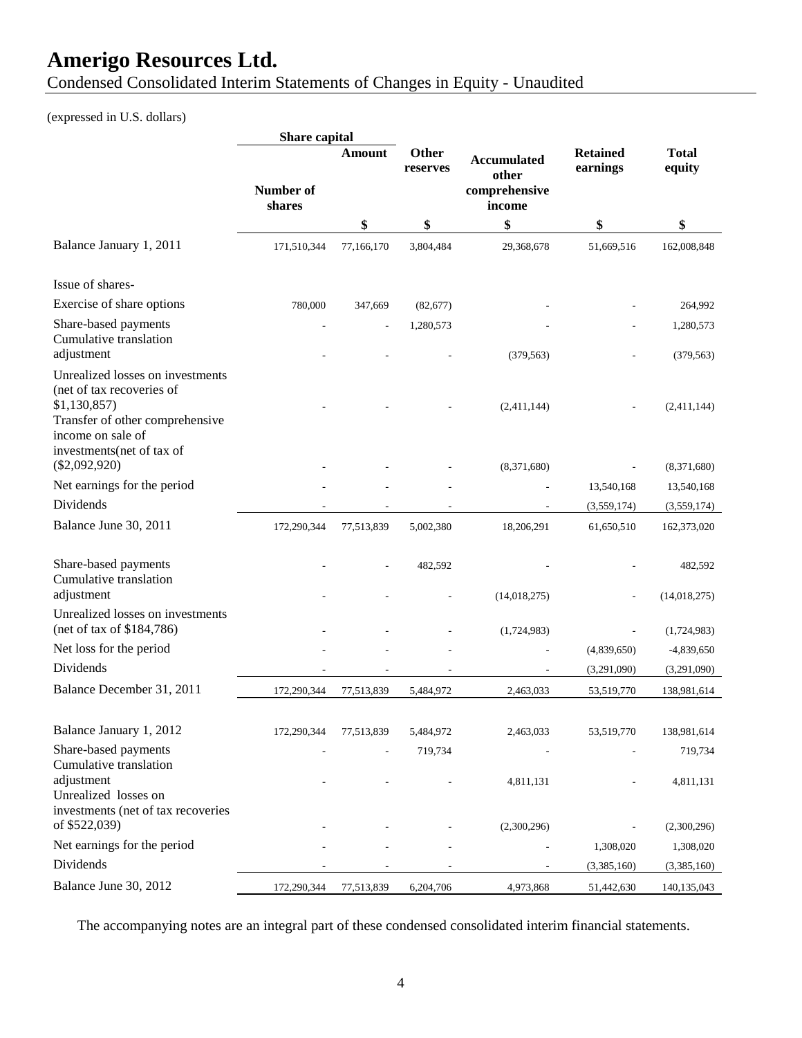# Amerigo Resources Ltd.

Condensed Consolidated Interim Statements of Changes in Equity - Unaudited

(expressed in U.S. dollars)

| | Share capital | | Other reserves | Accumulated other comprehensive income | Retained earnings | Total equity |
|---|---|---|---|---|---|---|
| | Number of shares | Amount | | | | |
| | | $ | $ | $ | $ | $ |
| Balance January 1, 2011 | 171,510,344 | 77,166,170 | 3,804,484 | 29,368,678 | 51,669,516 | 162,008,848 |
| Issue of shares- | | | | | | |
| Exercise of share options | 780,000 | 347,669 | (82,677) | - | - | 264,992 |
| Share-based payments | - | - | 1,280,573 | - | - | 1,280,573 |
| Cumulative translation adjustment | - | - | - | (379,563) | - | (379,563) |
| Unrealized losses on investments (net of tax recoveries of $1,130,857) | - | - | - | (2,411,144) | - | (2,411,144) |
| Transfer of other comprehensive income on sale of investments(net of tax of ($2,092,920) | - | - | - | (8,371,680) | - | (8,371,680) |
| Net earnings for the period | - | - | - | - | 13,540,168 | 13,540,168 |
| Dividends | - | - | - | - | (3,559,174) | (3,559,174) |
| Balance June 30, 2011 | 172,290,344 | 77,513,839 | 5,002,380 | 18,206,291 | 61,650,510 | 162,373,020 |
| Share-based payments | - | - | 482,592 | - | - | 482,592 |
| Cumulative translation adjustment | - | - | - | (14,018,275) | - | (14,018,275) |
| Unrealized losses on investments (net of tax of $184,786) | - | - | - | (1,724,983) | - | (1,724,983) |
| Net loss for the period | - | - | - | - | (4,839,650) | -4,839,650 |
| Dividends | - | - | - | - | (3,291,090) | (3,291,090) |
| Balance December 31, 2011 | 172,290,344 | 77,513,839 | 5,484,972 | 2,463,033 | 53,519,770 | 138,981,614 |
| Balance January 1, 2012 | 172,290,344 | 77,513,839 | 5,484,972 | 2,463,033 | 53,519,770 | 138,981,614 |
| Share-based payments | - | - | 719,734 | - | - | 719,734 |
| Cumulative translation adjustment | - | - | - | 4,811,131 | - | 4,811,131 |
| Unrealized losses on investments (net of tax recoveries of $522,039) | - | - | - | (2,300,296) | - | (2,300,296) |
| Net earnings for the period | - | - | - | - | 1,308,020 | 1,308,020 |
| Dividends | - | - | - | - | (3,385,160) | (3,385,160) |
| Balance June 30, 2012 | 172,290,344 | 77,513,839 | 6,204,706 | 4,973,868 | 51,442,630 | 140,135,043 |

The accompanying notes are an integral part of these condensed consolidated interim financial statements.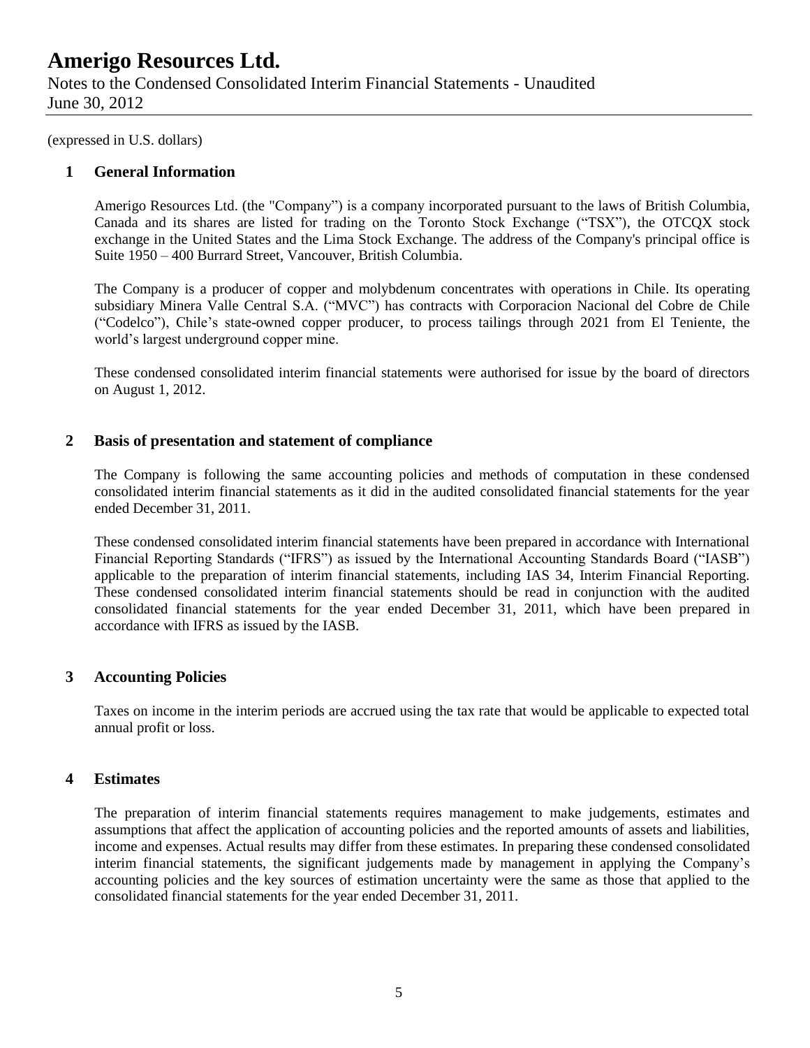(expressed in U.S. dollars)

## 1 General Information

Amerigo Resources Ltd. (the "Company") is a company incorporated pursuant to the laws of British Columbia, Canada and its shares are listed for trading on the Toronto Stock Exchange ("TSX"), the OTCQX stock exchange in the United States and the Lima Stock Exchange. The address of the Company's principal office is Suite 1950 – 400 Burrard Street, Vancouver, British Columbia.

The Company is a producer of copper and molybdenum concentrates with operations in Chile. Its operating subsidiary Minera Valle Central S.A. ("MVC") has contracts with Corporacion Nacional del Cobre de Chile ("Codelco"), Chile's state-owned copper producer, to process tailings through 2021 from El Teniente, the world's largest underground copper mine.

These condensed consolidated interim financial statements were authorised for issue by the board of directors on August 1, 2012.

## 2 Basis of presentation and statement of compliance

The Company is following the same accounting policies and methods of computation in these condensed consolidated interim financial statements as it did in the audited consolidated financial statements for the year ended December 31, 2011.

These condensed consolidated interim financial statements have been prepared in accordance with International Financial Reporting Standards ("IFRS") as issued by the International Accounting Standards Board ("IASB") applicable to the preparation of interim financial statements, including IAS 34, Interim Financial Reporting. These condensed consolidated interim financial statements should be read in conjunction with the audited consolidated financial statements for the year ended December 31, 2011, which have been prepared in accordance with IFRS as issued by the IASB.

## 3 Accounting Policies

Taxes on income in the interim periods are accrued using the tax rate that would be applicable to expected total annual profit or loss.

## 4 Estimates

The preparation of interim financial statements requires management to make judgements, estimates and assumptions that affect the application of accounting policies and the reported amounts of assets and liabilities, income and expenses. Actual results may differ from these estimates. In preparing these condensed consolidated interim financial statements, the significant judgements made by management in applying the Company's accounting policies and the key sources of estimation uncertainty were the same as those that applied to the consolidated financial statements for the year ended December 31, 2011.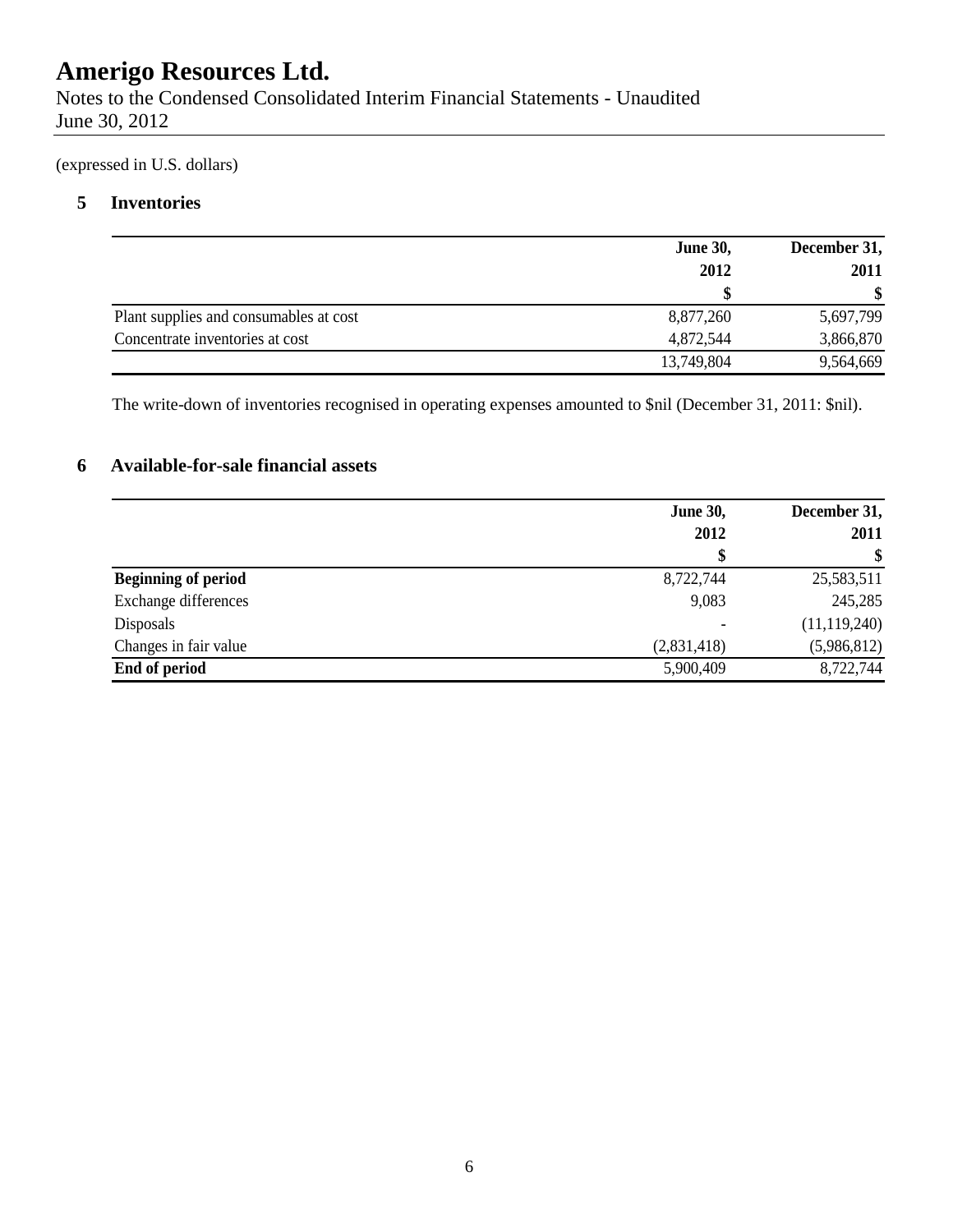# Amerigo Resources Ltd.

Notes to the Condensed Consolidated Interim Financial Statements - Unaudited
June 30, 2012

(expressed in U.S. dollars)

## 5 Inventories

| | June 30, 2012 $ | December 31, 2011 $ |
|---|---|---|
| Plant supplies and consumables at cost | 8,877,260 | 5,697,799 |
| Concentrate inventories at cost | 4,872,544 | 3,866,870 |
| | 13,749,804 | 9,564,669 |

The write-down of inventories recognised in operating expenses amounted to $nil (December 31, 2011: $nil).

## 6 Available-for-sale financial assets

| | June 30, 2012 $ | December 31, 2011 $ |
|---|---|---|
| **Beginning of period** | 8,722,744 | 25,583,511 |
| Exchange differences | 9,083 | 245,285 |
| Disposals | - | (11,119,240) |
| Changes in fair value | (2,831,418) | (5,986,812) |
| **End of period** | 5,900,409 | 8,722,744 |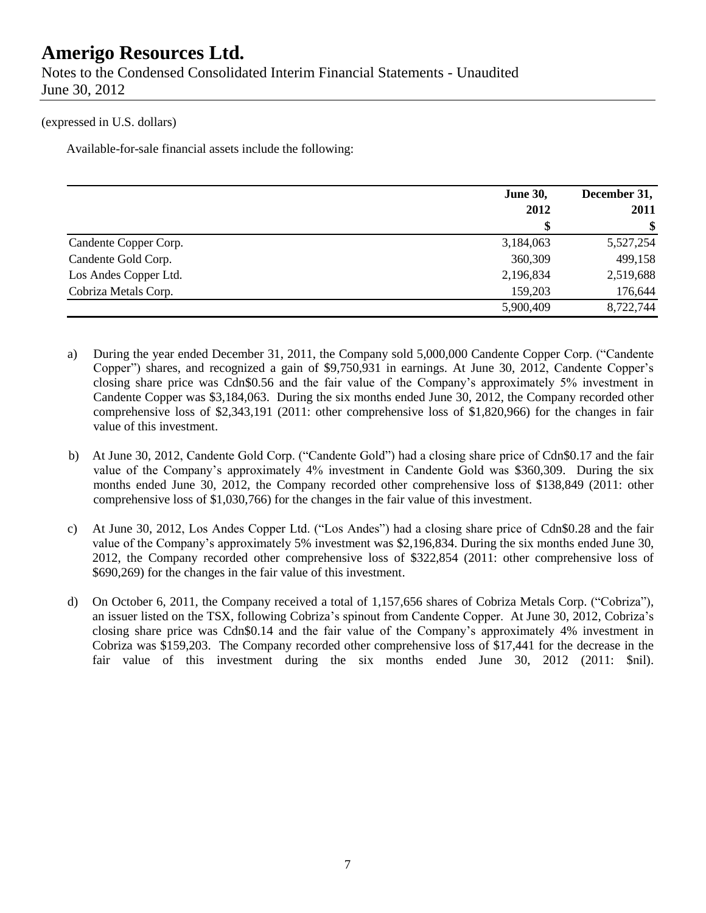(expressed in U.S. dollars)

Available-for-sale financial assets include the following:

| | June 30, 2012 | December 31, 2011 |
|---|---|---|
| | $ | $ |
| Candente Copper Corp. | 3,184,063 | 5,527,254 |
| Candente Gold Corp. | 360,309 | 499,158 |
| Los Andes Copper Ltd. | 2,196,834 | 2,519,688 |
| Cobriza Metals Corp. | 159,203 | 176,644 |
| | 5,900,409 | 8,722,744 |

a) During the year ended December 31, 2011, the Company sold 5,000,000 Candente Copper Corp. ("Candente Copper") shares, and recognized a gain of $9,750,931 in earnings. At June 30, 2012, Candente Copper's closing share price was Cdn$0.56 and the fair value of the Company's approximately 5% investment in Candente Copper was $3,184,063. During the six months ended June 30, 2012, the Company recorded other comprehensive loss of $2,343,191 (2011: other comprehensive loss of $1,820,966) for the changes in fair value of this investment.

b) At June 30, 2012, Candente Gold Corp. ("Candente Gold") had a closing share price of Cdn$0.17 and the fair value of the Company's approximately 4% investment in Candente Gold was $360,309. During the six months ended June 30, 2012, the Company recorded other comprehensive loss of $138,849 (2011: other comprehensive loss of $1,030,766) for the changes in the fair value of this investment.

c) At June 30, 2012, Los Andes Copper Ltd. ("Los Andes") had a closing share price of Cdn$0.28 and the fair value of the Company's approximately 5% investment was $2,196,834. During the six months ended June 30, 2012, the Company recorded other comprehensive loss of $322,854 (2011: other comprehensive loss of $690,269) for the changes in the fair value of this investment.

d) On October 6, 2011, the Company received a total of 1,157,656 shares of Cobriza Metals Corp. ("Cobriza"), an issuer listed on the TSX, following Cobriza's spinout from Candente Copper. At June 30, 2012, Cobriza's closing share price was Cdn$0.14 and the fair value of the Company's approximately 4% investment in Cobriza was $159,203. The Company recorded other comprehensive loss of $17,441 for the decrease in the fair value of this investment during the six months ended June 30, 2012 (2011: $nil).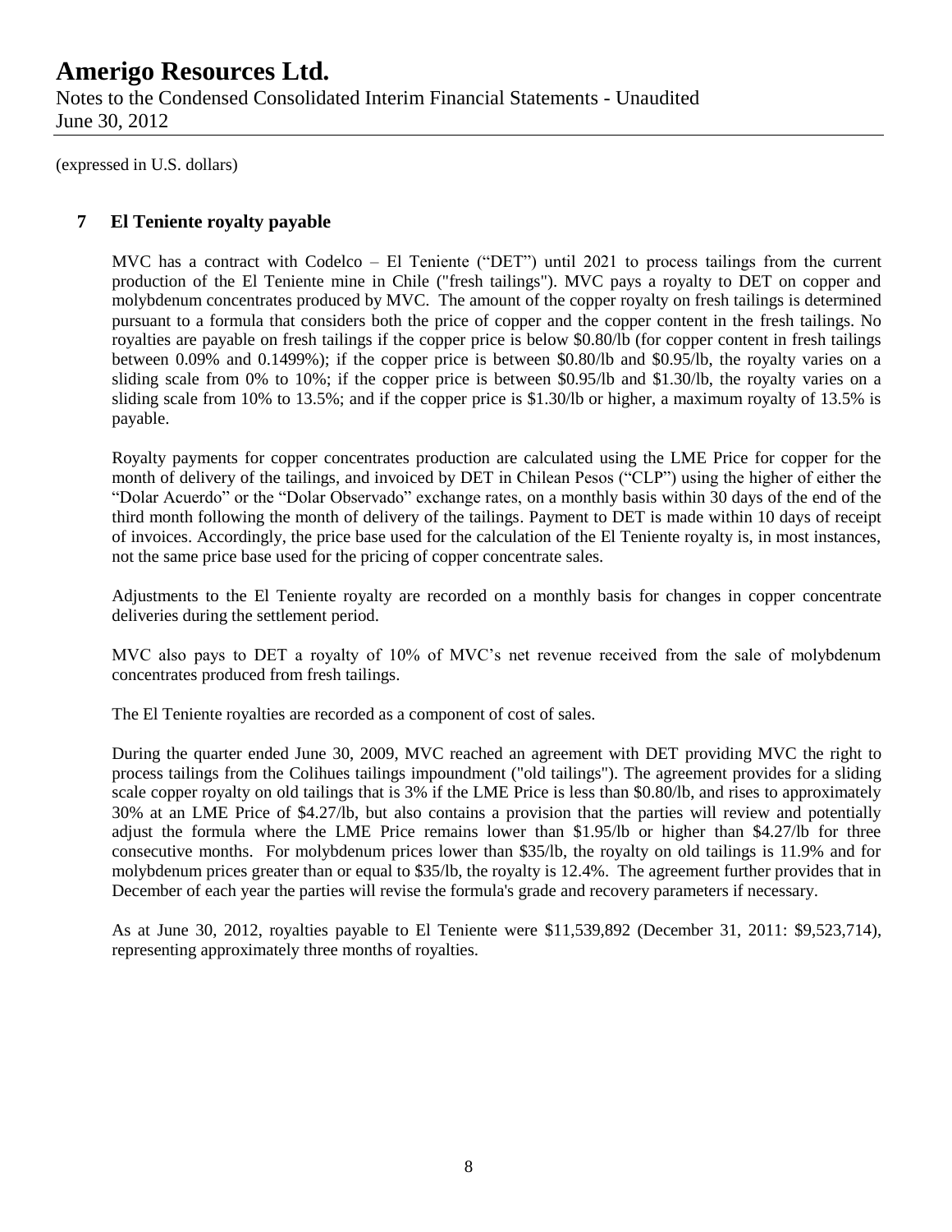(expressed in U.S. dollars)

## 7 El Teniente royalty payable

MVC has a contract with Codelco – El Teniente ("DET") until 2021 to process tailings from the current production of the El Teniente mine in Chile ("fresh tailings"). MVC pays a royalty to DET on copper and molybdenum concentrates produced by MVC. The amount of the copper royalty on fresh tailings is determined pursuant to a formula that considers both the price of copper and the copper content in the fresh tailings. No royalties are payable on fresh tailings if the copper price is below $0.80/lb (for copper content in fresh tailings between 0.09% and 0.1499%); if the copper price is between $0.80/lb and $0.95/lb, the royalty varies on a sliding scale from 0% to 10%; if the copper price is between $0.95/lb and $1.30/lb, the royalty varies on a sliding scale from 10% to 13.5%; and if the copper price is $1.30/lb or higher, a maximum royalty of 13.5% is payable.

Royalty payments for copper concentrates production are calculated using the LME Price for copper for the month of delivery of the tailings, and invoiced by DET in Chilean Pesos ("CLP") using the higher of either the "Dolar Acuerdo" or the "Dolar Observado" exchange rates, on a monthly basis within 30 days of the end of the third month following the month of delivery of the tailings. Payment to DET is made within 10 days of receipt of invoices. Accordingly, the price base used for the calculation of the El Teniente royalty is, in most instances, not the same price base used for the pricing of copper concentrate sales.

Adjustments to the El Teniente royalty are recorded on a monthly basis for changes in copper concentrate deliveries during the settlement period.

MVC also pays to DET a royalty of 10% of MVC's net revenue received from the sale of molybdenum concentrates produced from fresh tailings.

The El Teniente royalties are recorded as a component of cost of sales.

During the quarter ended June 30, 2009, MVC reached an agreement with DET providing MVC the right to process tailings from the Colihues tailings impoundment ("old tailings"). The agreement provides for a sliding scale copper royalty on old tailings that is 3% if the LME Price is less than $0.80/lb, and rises to approximately 30% at an LME Price of $4.27/lb, but also contains a provision that the parties will review and potentially adjust the formula where the LME Price remains lower than $1.95/lb or higher than $4.27/lb for three consecutive months. For molybdenum prices lower than $35/lb, the royalty on old tailings is 11.9% and for molybdenum prices greater than or equal to $35/lb, the royalty is 12.4%. The agreement further provides that in December of each year the parties will revise the formula's grade and recovery parameters if necessary.

As at June 30, 2012, royalties payable to El Teniente were $11,539,892 (December 31, 2011: $9,523,714), representing approximately three months of royalties.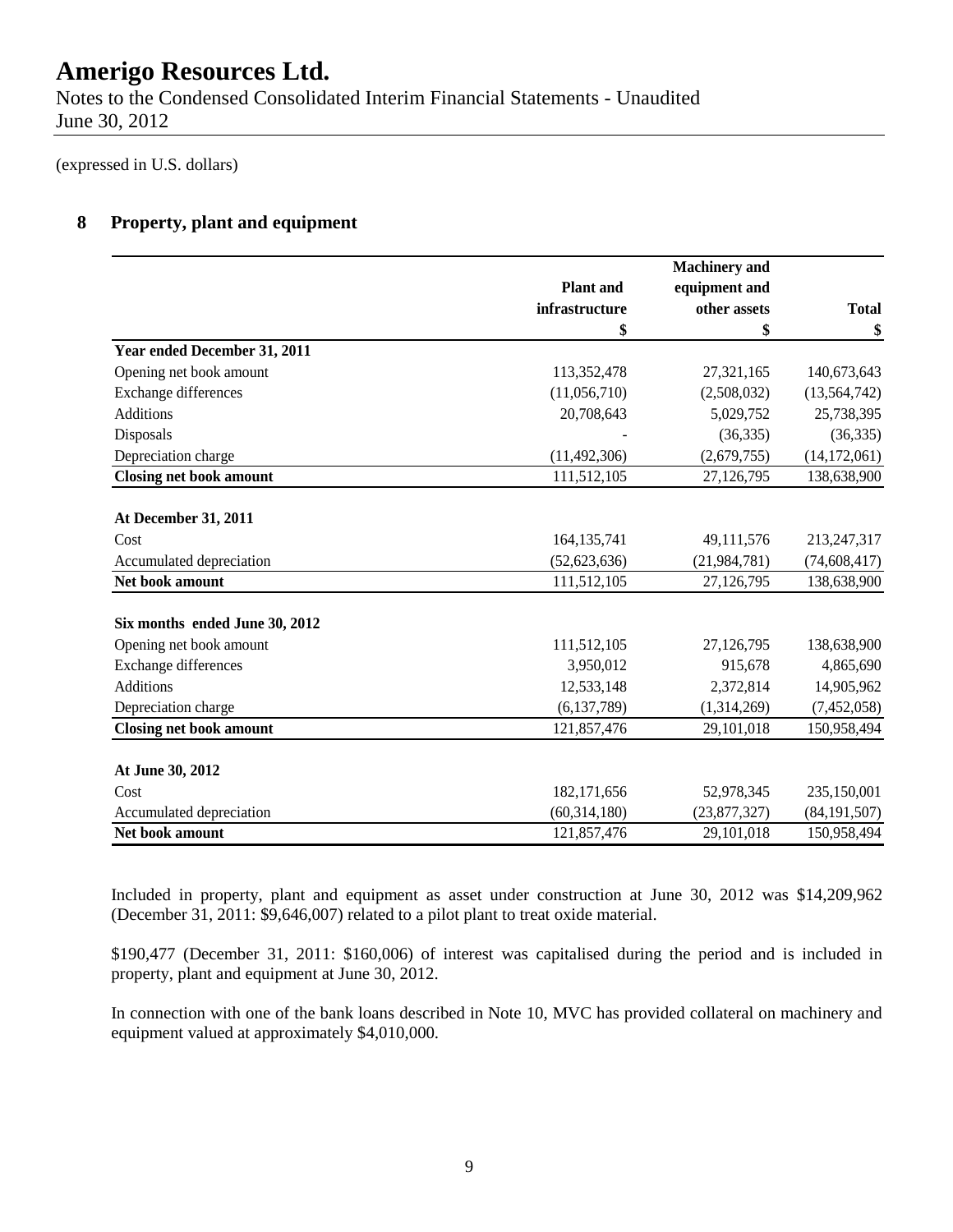## 8 Property, plant and equipment

| | Plant and infrastructure | Machinery and equipment and other assets | Total |
|---|---|---|---|
| | $ | $ | $ |
| **Year ended December 31, 2011** | | | |
| Opening net book amount | 113,352,478 | 27,321,165 | 140,673,643 |
| Exchange differences | (11,056,710) | (2,508,032) | (13,564,742) |
| Additions | 20,708,643 | 5,029,752 | 25,738,395 |
| Disposals | - | (36,335) | (36,335) |
| Depreciation charge | (11,492,306) | (2,679,755) | (14,172,061) |
| **Closing net book amount** | 111,512,105 | 27,126,795 | 138,638,900 |
| | | | |
| **At December 31, 2011** | | | |
| Cost | 164,135,741 | 49,111,576 | 213,247,317 |
| Accumulated depreciation | (52,623,636) | (21,984,781) | (74,608,417) |
| **Net book amount** | 111,512,105 | 27,126,795 | 138,638,900 |
| | | | |
| **Six months ended June 30, 2012** | | | |
| Opening net book amount | 111,512,105 | 27,126,795 | 138,638,900 |
| Exchange differences | 3,950,012 | 915,678 | 4,865,690 |
| Additions | 12,533,148 | 2,372,814 | 14,905,962 |
| Depreciation charge | (6,137,789) | (1,314,269) | (7,452,058) |
| **Closing net book amount** | 121,857,476 | 29,101,018 | 150,958,494 |
| | | | |
| **At June 30, 2012** | | | |
| Cost | 182,171,656 | 52,978,345 | 235,150,001 |
| Accumulated depreciation | (60,314,180) | (23,877,327) | (84,191,507) |
| **Net book amount** | 121,857,476 | 29,101,018 | 150,958,494 |

Included in property, plant and equipment as asset under construction at June 30, 2012 was $14,209,962 (December 31, 2011: $9,646,007) related to a pilot plant to treat oxide material.

$190,477 (December 31, 2011: $160,006) of interest was capitalised during the period and is included in property, plant and equipment at June 30, 2012.

In connection with one of the bank loans described in Note 10, MVC has provided collateral on machinery and equipment valued at approximately $4,010,000.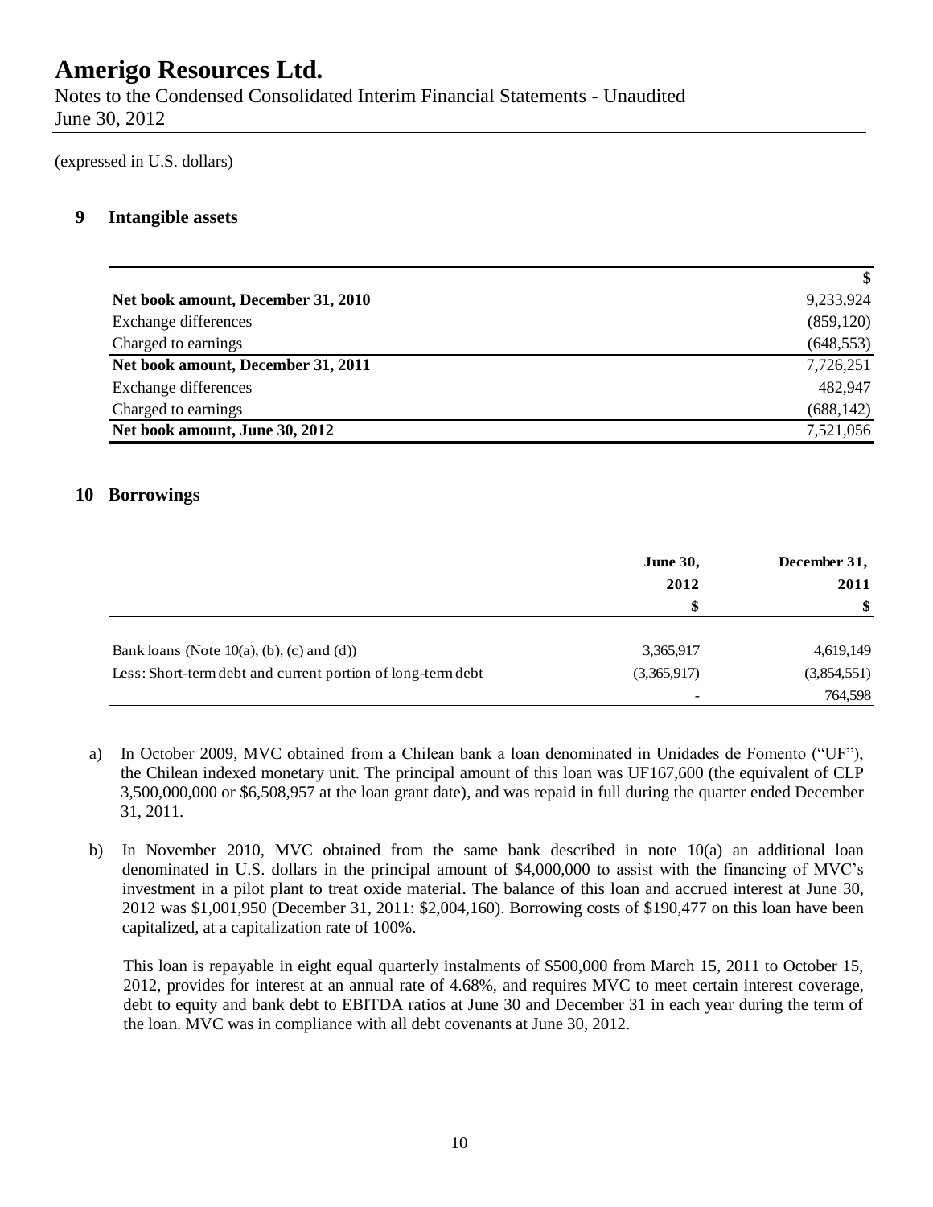(expressed in U.S. dollars)

## 9 Intangible assets

| | $ |
|---|---|
| **Net book amount, December 31, 2010** | 9,233,924 |
| Exchange differences | (859,120) |
| Charged to earnings | (648,553) |
| **Net book amount, December 31, 2011** | 7,726,251 |
| Exchange differences | 482,947 |
| Charged to earnings | (688,142) |
| **Net book amount, June 30, 2012** | 7,521,056 |

## 10 Borrowings

| | **June 30, 2012** | **December 31, 2011** |
|---|---|---|
| | **$** | **$** |
| Bank loans (Note 10(a), (b), (c) and (d)) | 3,365,917 | 4,619,149 |
| Less: Short-term debt and current portion of long-term debt | (3,365,917) | (3,854,551) |
| | - | 764,598 |

a) In October 2009, MVC obtained from a Chilean bank a loan denominated in Unidades de Fomento ("UF"), the Chilean indexed monetary unit. The principal amount of this loan was UF167,600 (the equivalent of CLP 3,500,000,000 or $6,508,957 at the loan grant date), and was repaid in full during the quarter ended December 31, 2011.

b) In November 2010, MVC obtained from the same bank described in note 10(a) an additional loan denominated in U.S. dollars in the principal amount of $4,000,000 to assist with the financing of MVC's investment in a pilot plant to treat oxide material. The balance of this loan and accrued interest at June 30, 2012 was $1,001,950 (December 31, 2011: $2,004,160). Borrowing costs of $190,477 on this loan have been capitalized, at a capitalization rate of 100%.

   This loan is repayable in eight equal quarterly instalments of $500,000 from March 15, 2011 to October 15, 2012, provides for interest at an annual rate of 4.68%, and requires MVC to meet certain interest coverage, debt to equity and bank debt to EBITDA ratios at June 30 and December 31 in each year during the term of the loan. MVC was in compliance with all debt covenants at June 30, 2012.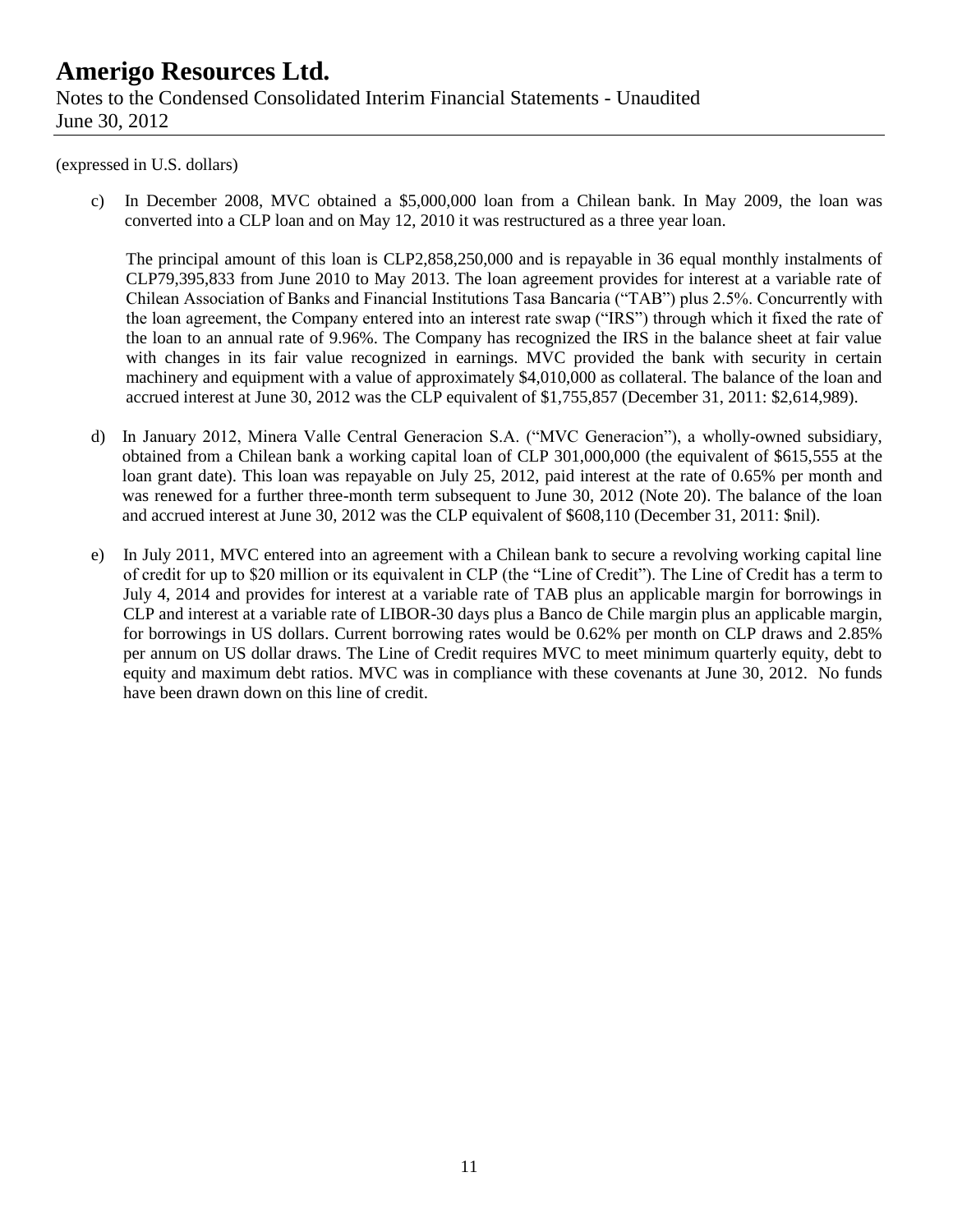(expressed in U.S. dollars)

c) In December 2008, MVC obtained a $5,000,000 loan from a Chilean bank. In May 2009, the loan was converted into a CLP loan and on May 12, 2010 it was restructured as a three year loan.

   The principal amount of this loan is CLP2,858,250,000 and is repayable in 36 equal monthly instalments of CLP79,395,833 from June 2010 to May 2013. The loan agreement provides for interest at a variable rate of Chilean Association of Banks and Financial Institutions Tasa Bancaria ("TAB") plus 2.5%. Concurrently with the loan agreement, the Company entered into an interest rate swap ("IRS") through which it fixed the rate of the loan to an annual rate of 9.96%. The Company has recognized the IRS in the balance sheet at fair value with changes in its fair value recognized in earnings. MVC provided the bank with security in certain machinery and equipment with a value of approximately $4,010,000 as collateral. The balance of the loan and accrued interest at June 30, 2012 was the CLP equivalent of $1,755,857 (December 31, 2011: $2,614,989).

d) In January 2012, Minera Valle Central Generacion S.A. ("MVC Generacion"), a wholly-owned subsidiary, obtained from a Chilean bank a working capital loan of CLP 301,000,000 (the equivalent of $615,555 at the loan grant date). This loan was repayable on July 25, 2012, paid interest at the rate of 0.65% per month and was renewed for a further three-month term subsequent to June 30, 2012 (Note 20). The balance of the loan and accrued interest at June 30, 2012 was the CLP equivalent of $608,110 (December 31, 2011: $nil).

e) In July 2011, MVC entered into an agreement with a Chilean bank to secure a revolving working capital line of credit for up to $20 million or its equivalent in CLP (the "Line of Credit"). The Line of Credit has a term to July 4, 2014 and provides for interest at a variable rate of TAB plus an applicable margin for borrowings in CLP and interest at a variable rate of LIBOR-30 days plus a Banco de Chile margin plus an applicable margin, for borrowings in US dollars. Current borrowing rates would be 0.62% per month on CLP draws and 2.85% per annum on US dollar draws. The Line of Credit requires MVC to meet minimum quarterly equity, debt to equity and maximum debt ratios. MVC was in compliance with these covenants at June 30, 2012. No funds have been drawn down on this line of credit.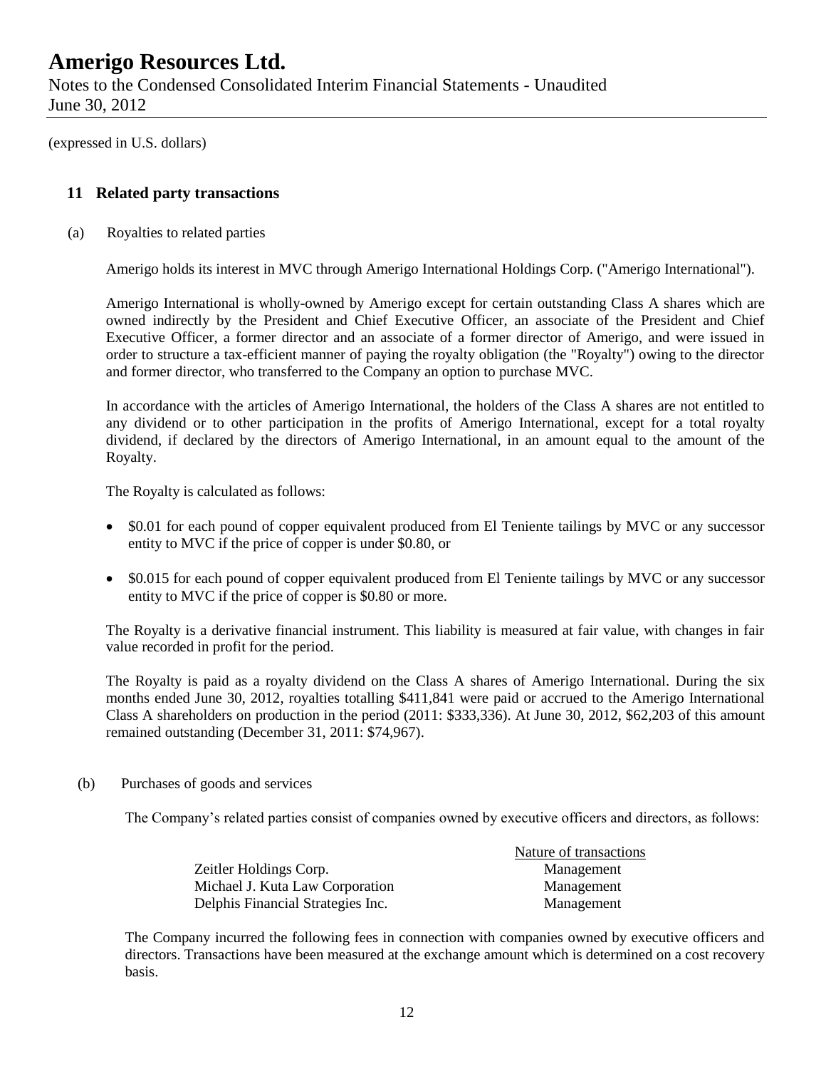(expressed in U.S. dollars)

## 11 Related party transactions

(a) Royalties to related parties

Amerigo holds its interest in MVC through Amerigo International Holdings Corp. ("Amerigo International").

Amerigo International is wholly-owned by Amerigo except for certain outstanding Class A shares which are owned indirectly by the President and Chief Executive Officer, an associate of the President and Chief Executive Officer, a former director and an associate of a former director of Amerigo, and were issued in order to structure a tax-efficient manner of paying the royalty obligation (the "Royalty") owing to the director and former director, who transferred to the Company an option to purchase MVC.

In accordance with the articles of Amerigo International, the holders of the Class A shares are not entitled to any dividend or to other participation in the profits of Amerigo International, except for a total royalty dividend, if declared by the directors of Amerigo International, in an amount equal to the amount of the Royalty.

The Royalty is calculated as follows:

- $0.01 for each pound of copper equivalent produced from El Teniente tailings by MVC or any successor entity to MVC if the price of copper is under $0.80, or
- $0.015 for each pound of copper equivalent produced from El Teniente tailings by MVC or any successor entity to MVC if the price of copper is $0.80 or more.

The Royalty is a derivative financial instrument. This liability is measured at fair value, with changes in fair value recorded in profit for the period.

The Royalty is paid as a royalty dividend on the Class A shares of Amerigo International. During the six months ended June 30, 2012, royalties totalling $411,841 were paid or accrued to the Amerigo International Class A shareholders on production in the period (2011: $333,336). At June 30, 2012, $62,203 of this amount remained outstanding (December 31, 2011: $74,967).

(b) Purchases of goods and services

The Company's related parties consist of companies owned by executive officers and directors, as follows:

| | Nature of transactions |
|---|---|
| Zeitler Holdings Corp. | Management |
| Michael J. Kuta Law Corporation | Management |
| Delphis Financial Strategies Inc. | Management |

The Company incurred the following fees in connection with companies owned by executive officers and directors. Transactions have been measured at the exchange amount which is determined on a cost recovery basis.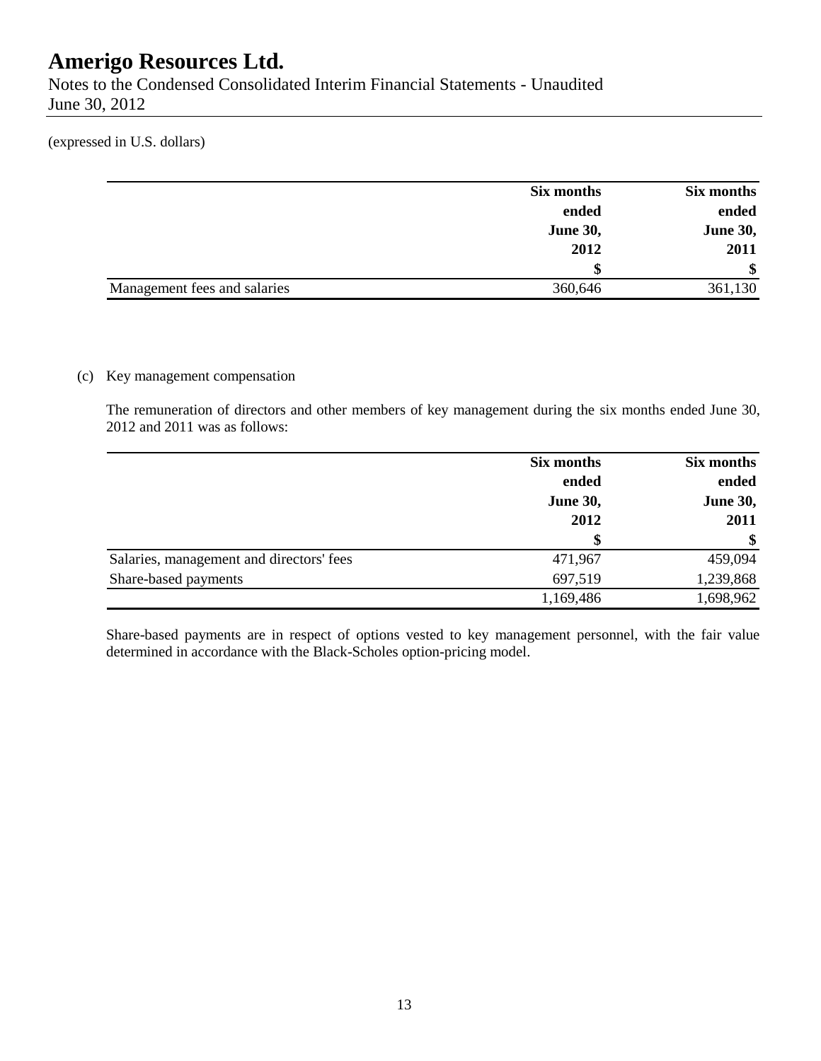# Amerigo Resources Ltd.

Notes to the Condensed Consolidated Interim Financial Statements - Unaudited
June 30, 2012

(expressed in U.S. dollars)

| | Six months ended June 30, 2012 $ | Six months ended June 30, 2011 $ |
|---|---|---|
| Management fees and salaries | 360,646 | 361,130 |

(c) Key management compensation

The remuneration of directors and other members of key management during the six months ended June 30, 2012 and 2011 was as follows:

| | Six months ended June 30, 2012 $ | Six months ended June 30, 2011 $ |
|---|---|---|
| Salaries, management and directors' fees | 471,967 | 459,094 |
| Share-based payments | 697,519 | 1,239,868 |
| | 1,169,486 | 1,698,962 |

Share-based payments are in respect of options vested to key management personnel, with the fair value determined in accordance with the Black-Scholes option-pricing model.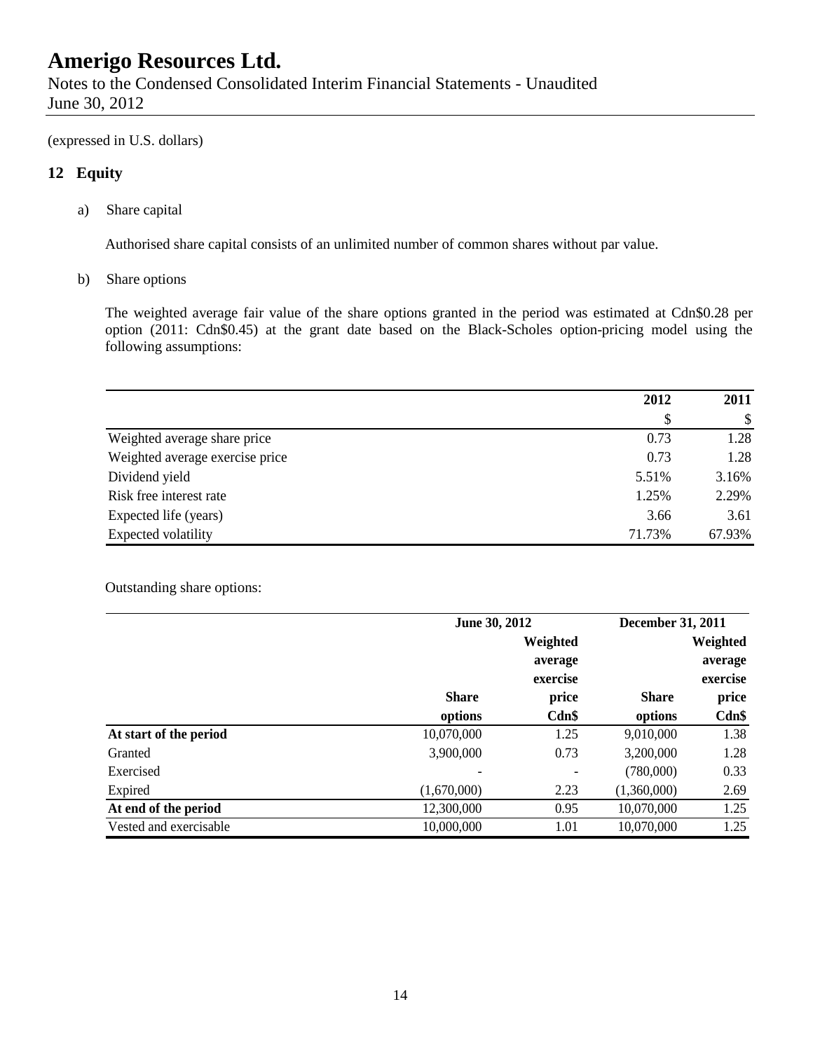# Amerigo Resources Ltd.

Notes to the Condensed Consolidated Interim Financial Statements - Unaudited
June 30, 2012

(expressed in U.S. dollars)

## 12 Equity

a) Share capital

Authorised share capital consists of an unlimited number of common shares without par value.

b) Share options

The weighted average fair value of the share options granted in the period was estimated at Cdn$0.28 per option (2011: Cdn$0.45) at the grant date based on the Black-Scholes option-pricing model using the following assumptions:

| | 2012 | 2011 |
|---|---|---|
| | $ | $ |
| Weighted average share price | 0.73 | 1.28 |
| Weighted average exercise price | 0.73 | 1.28 |
| Dividend yield | 5.51% | 3.16% |
| Risk free interest rate | 1.25% | 2.29% |
| Expected life (years) | 3.66 | 3.61 |
| Expected volatility | 71.73% | 67.93% |

Outstanding share options:

| | June 30, 2012 | | December 31, 2011 | |
|---|---|---|---|---|
| | Share options | Weighted average exercise price Cdn$ | Share options | Weighted average exercise price Cdn$ |
| **At start of the period** | 10,070,000 | 1.25 | 9,010,000 | 1.38 |
| Granted | 3,900,000 | 0.73 | 3,200,000 | 1.28 |
| Exercised | - | - | (780,000) | 0.33 |
| Expired | (1,670,000) | 2.23 | (1,360,000) | 2.69 |
| **At end of the period** | 12,300,000 | 0.95 | 10,070,000 | 1.25 |
| Vested and exercisable | 10,000,000 | 1.01 | 10,070,000 | 1.25 |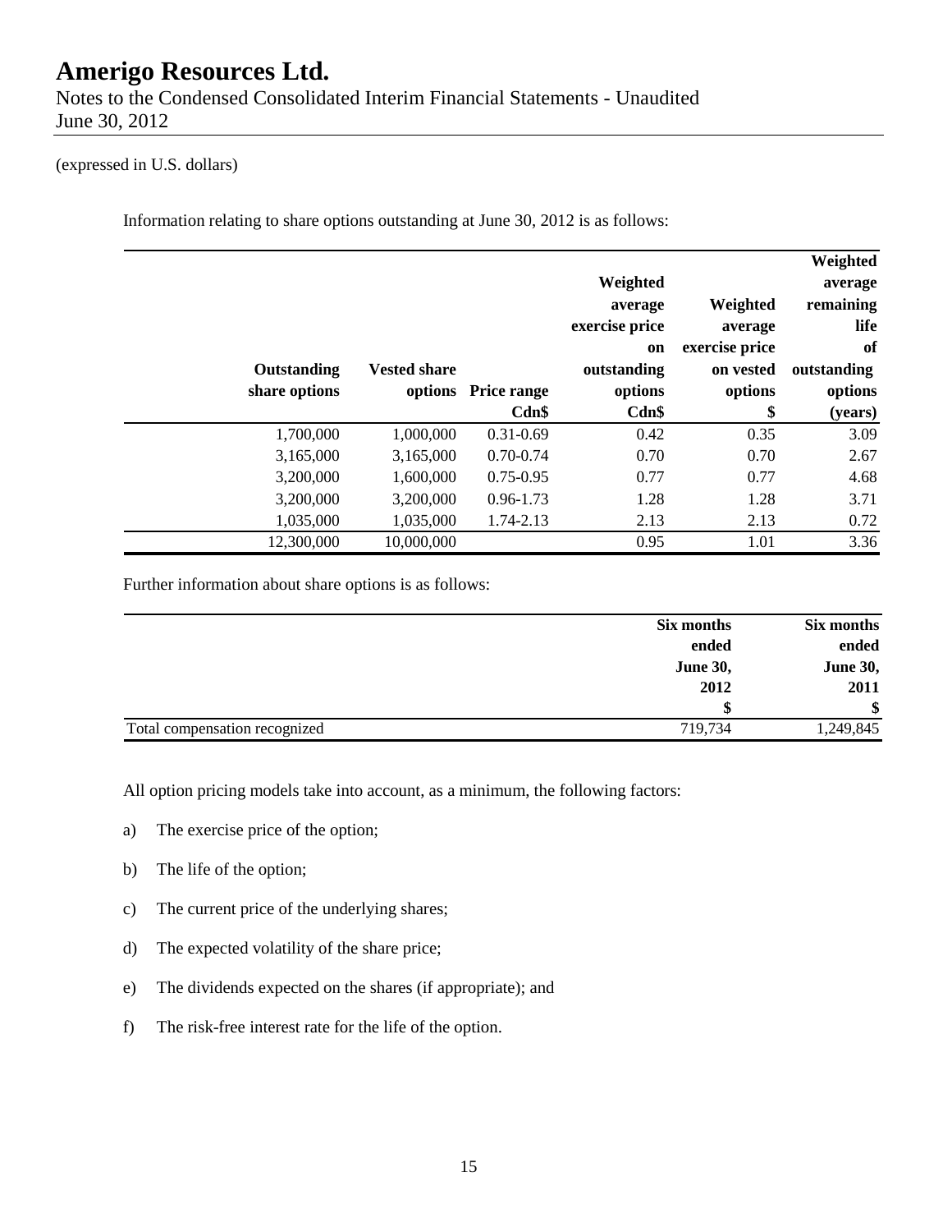(expressed in U.S. dollars)

Information relating to share options outstanding at June 30, 2012 is as follows:

| Outstanding share options | Vested share options | Price range Cdn$ | Weighted average exercise price on outstanding options Cdn$ | Weighted average exercise price on vested options $ | Weighted average remaining life of outstanding options (years) |
|---|---|---|---|---|---|
| 1,700,000 | 1,000,000 | 0.31-0.69 | 0.42 | 0.35 | 3.09 |
| 3,165,000 | 3,165,000 | 0.70-0.74 | 0.70 | 0.70 | 2.67 |
| 3,200,000 | 1,600,000 | 0.75-0.95 | 0.77 | 0.77 | 4.68 |
| 3,200,000 | 3,200,000 | 0.96-1.73 | 1.28 | 1.28 | 3.71 |
| 1,035,000 | 1,035,000 | 1.74-2.13 | 2.13 | 2.13 | 0.72 |
| 12,300,000 | 10,000,000 | | 0.95 | 1.01 | 3.36 |

Further information about share options is as follows:

| | Six months ended June 30, 2012 $ | Six months ended June 30, 2011 $ |
|---|---|---|
| Total compensation recognized | 719,734 | 1,249,845 |

All option pricing models take into account, as a minimum, the following factors:

a) The exercise price of the option;

b) The life of the option;

c) The current price of the underlying shares;

d) The expected volatility of the share price;

e) The dividends expected on the shares (if appropriate); and

f) The risk-free interest rate for the life of the option.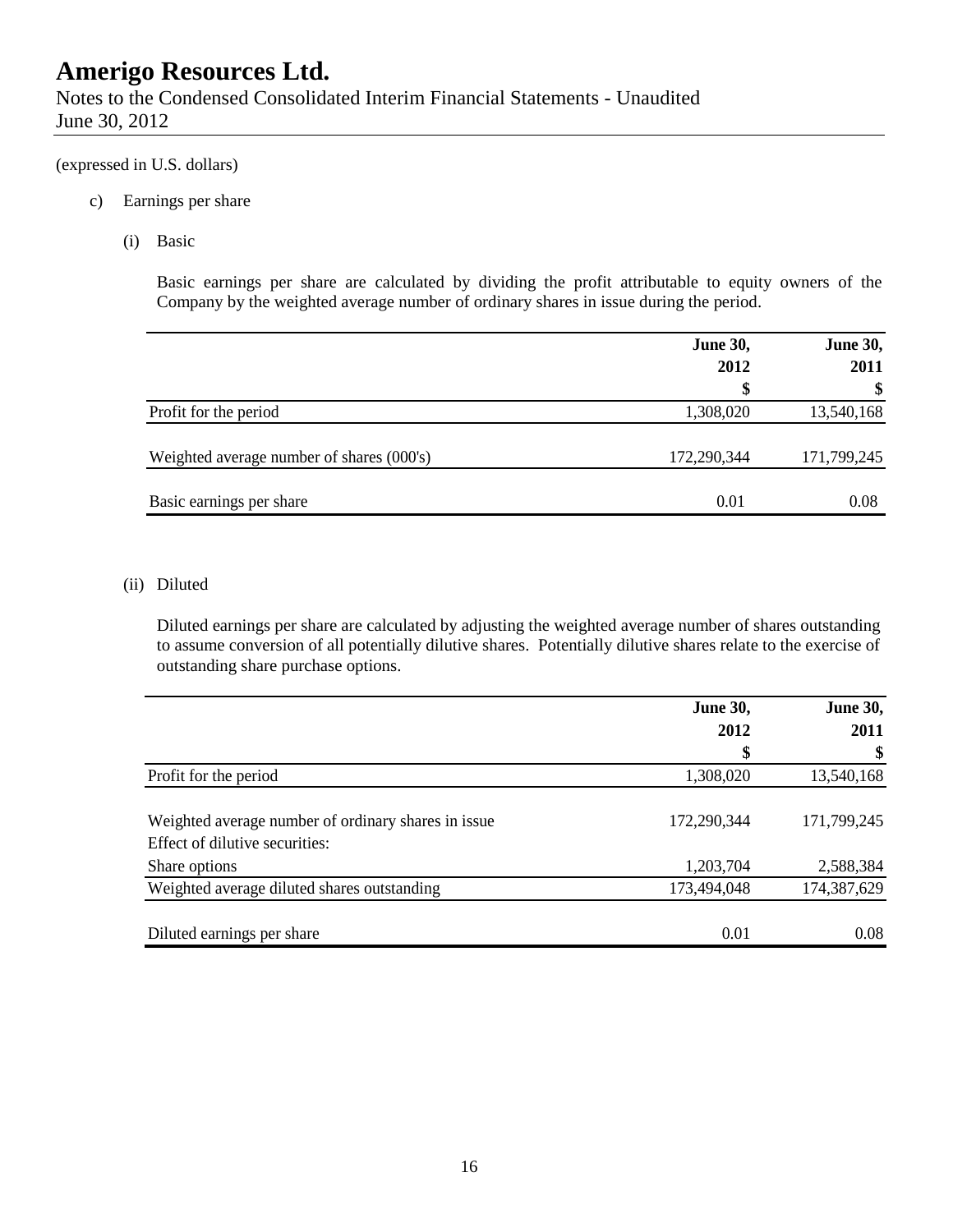(expressed in U.S. dollars)

c) Earnings per share

(i) Basic

Basic earnings per share are calculated by dividing the profit attributable to equity owners of the Company by the weighted average number of ordinary shares in issue during the period.

| | June 30, 2012 $ | June 30, 2011 $ |
|---|---|---|
| Profit for the period | 1,308,020 | 13,540,168 |
| Weighted average number of shares (000's) | 172,290,344 | 171,799,245 |
| Basic earnings per share | 0.01 | 0.08 |

(ii) Diluted

Diluted earnings per share are calculated by adjusting the weighted average number of shares outstanding to assume conversion of all potentially dilutive shares. Potentially dilutive shares relate to the exercise of outstanding share purchase options.

| | June 30, 2012 $ | June 30, 2011 $ |
|---|---|---|
| Profit for the period | 1,308,020 | 13,540,168 |
| Weighted average number of ordinary shares in issue | 172,290,344 | 171,799,245 |
| Effect of dilutive securities: | | |
| Share options | 1,203,704 | 2,588,384 |
| Weighted average diluted shares outstanding | 173,494,048 | 174,387,629 |
| Diluted earnings per share | 0.01 | 0.08 |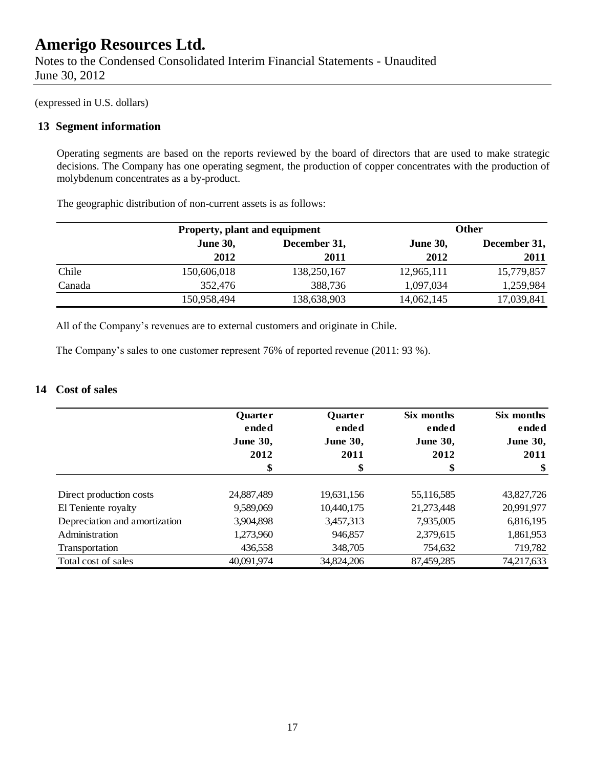(expressed in U.S. dollars)

## 13 Segment information

Operating segments are based on the reports reviewed by the board of directors that are used to make strategic decisions. The Company has one operating segment, the production of copper concentrates with the production of molybdenum concentrates as a by-product.

The geographic distribution of non-current assets is as follows:

| | Property, plant and equipment | | Other | |
|---|---|---|---|---|
| | **June 30, 2012** | **December 31, 2011** | **June 30, 2012** | **December 31, 2011** |
| Chile | 150,606,018 | 138,250,167 | 12,965,111 | 15,779,857 |
| Canada | 352,476 | 388,736 | 1,097,034 | 1,259,984 |
| | 150,958,494 | 138,638,903 | 14,062,145 | 17,039,841 |

All of the Company's revenues are to external customers and originate in Chile.

The Company's sales to one customer represent 76% of reported revenue (2011: 93 %).

## 14 Cost of sales

| | Quarter ended June 30, 2012 | Quarter ended June 30, 2011 | Six months ended June 30, 2012 | Six months ended June 30, 2011 |
|---|---|---|---|---|
| | $ | $ | $ | $ |
| Direct production costs | 24,887,489 | 19,631,156 | 55,116,585 | 43,827,726 |
| El Teniente royalty | 9,589,069 | 10,440,175 | 21,273,448 | 20,991,977 |
| Depreciation and amortization | 3,904,898 | 3,457,313 | 7,935,005 | 6,816,195 |
| Administration | 1,273,960 | 946,857 | 2,379,615 | 1,861,953 |
| Transportation | 436,558 | 348,705 | 754,632 | 719,782 |
| Total cost of sales | 40,091,974 | 34,824,206 | 87,459,285 | 74,217,633 |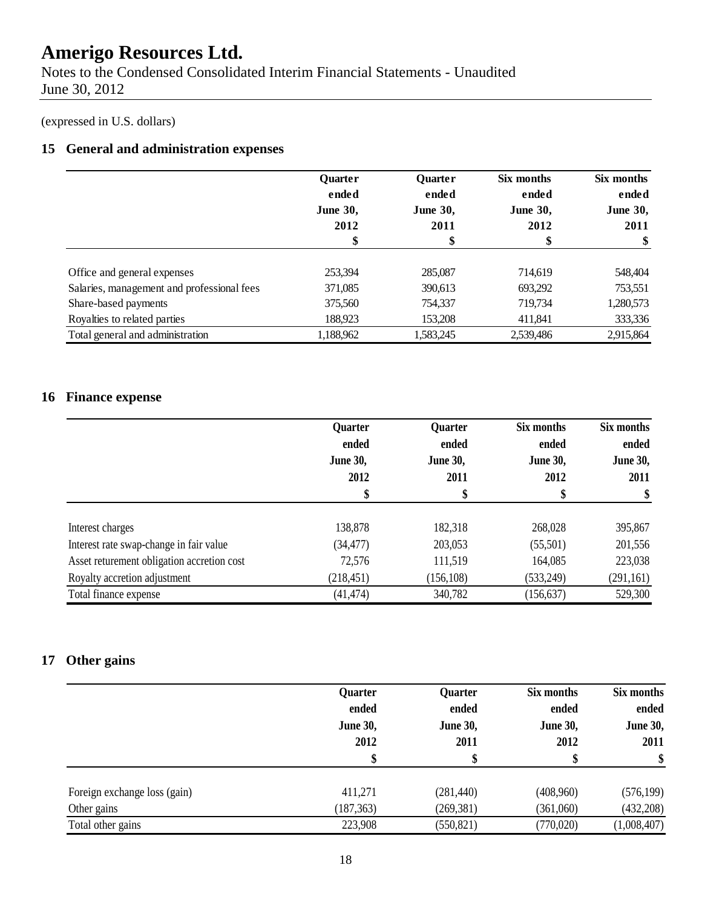# Amerigo Resources Ltd.

Notes to the Condensed Consolidated Interim Financial Statements - Unaudited
June 30, 2012

(expressed in U.S. dollars)

## 15 General and administration expenses

| | Quarter ended June 30, 2012 | Quarter ended June 30, 2011 | Six months ended June 30, 2012 | Six months ended June 30, 2011 |
|---|---|---|---|---|
| | $ | $ | $ | $ |
| Office and general expenses | 253,394 | 285,087 | 714,619 | 548,404 |
| Salaries, management and professional fees | 371,085 | 390,613 | 693,292 | 753,551 |
| Share-based payments | 375,560 | 754,337 | 719,734 | 1,280,573 |
| Royalties to related parties | 188,923 | 153,208 | 411,841 | 333,336 |
| Total general and administration | 1,188,962 | 1,583,245 | 2,539,486 | 2,915,864 |

## 16 Finance expense

| | Quarter ended June 30, 2012 | Quarter ended June 30, 2011 | Six months ended June 30, 2012 | Six months ended June 30, 2011 |
|---|---|---|---|---|
| | $ | $ | $ | $ |
| Interest charges | 138,878 | 182,318 | 268,028 | 395,867 |
| Interest rate swap-change in fair value | (34,477) | 203,053 | (55,501) | 201,556 |
| Asset returement obligation accretion cost | 72,576 | 111,519 | 164,085 | 223,038 |
| Royalty accretion adjustment | (218,451) | (156,108) | (533,249) | (291,161) |
| Total finance expense | (41,474) | 340,782 | (156,637) | 529,300 |

## 17 Other gains

| | Quarter ended June 30, 2012 | Quarter ended June 30, 2011 | Six months ended June 30, 2012 | Six months ended June 30, 2011 |
|---|---|---|---|---|
| | $ | $ | $ | $ |
| Foreign exchange loss (gain) | 411,271 | (281,440) | (408,960) | (576,199) |
| Other gains | (187,363) | (269,381) | (361,060) | (432,208) |
| Total other gains | 223,908 | (550,821) | (770,020) | (1,008,407) |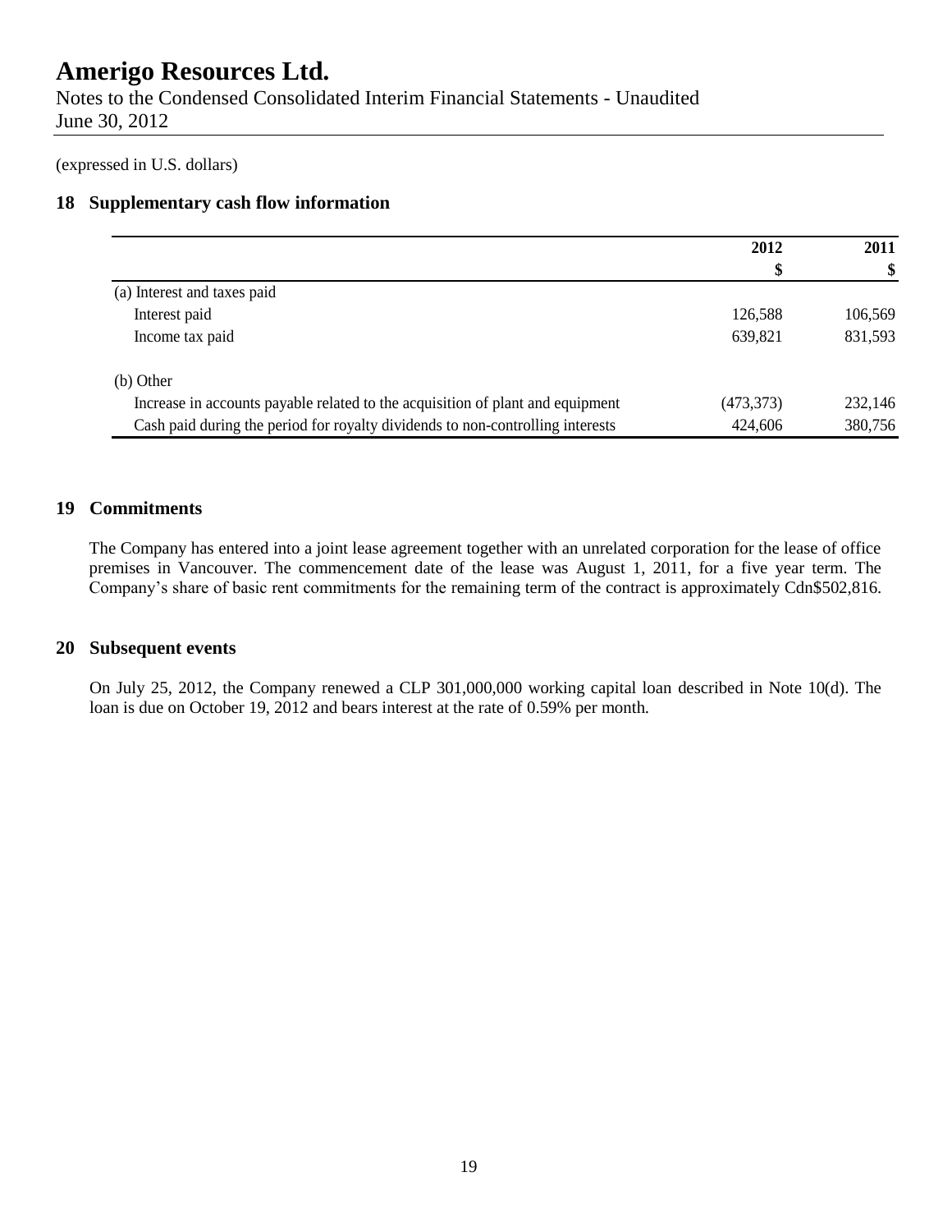# Amerigo Resources Ltd.

Notes to the Condensed Consolidated Interim Financial Statements - Unaudited
June 30, 2012

(expressed in U.S. dollars)

## 18 Supplementary cash flow information

| | 2012 | 2011 |
|---|---|---|
| | \$ | \$ |
| (a) Interest and taxes paid | | |
| Interest paid | 126,588 | 106,569 |
| Income tax paid | 639,821 | 831,593 |
| | | |
| (b) Other | | |
| Increase in accounts payable related to the acquisition of plant and equipment | (473,373) | 232,146 |
| Cash paid during the period for royalty dividends to non-controlling interests | 424,606 | 380,756 |

## 19 Commitments

The Company has entered into a joint lease agreement together with an unrelated corporation for the lease of office premises in Vancouver. The commencement date of the lease was August 1, 2011, for a five year term. The Company's share of basic rent commitments for the remaining term of the contract is approximately Cdn$502,816.

## 20 Subsequent events

On July 25, 2012, the Company renewed a CLP 301,000,000 working capital loan described in Note 10(d). The loan is due on October 19, 2012 and bears interest at the rate of 0.59% per month.